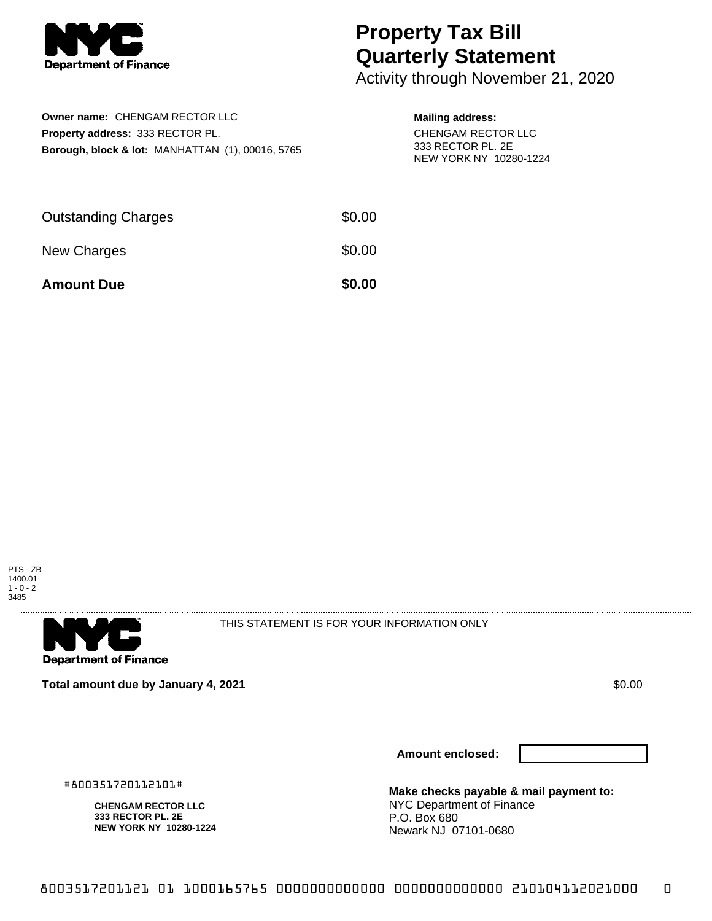**Department of Finance**

# Property Tax Bill Quarterly Statement

Activity through November 21, 2020

**Owner name:** CHENGAM RECTOR LLC
**Property address:** 333 RECTOR PL.
**Borough, block & lot:** MANHATTAN (1), 00016, 5765

**Mailing address:**
CHENGAM RECTOR LLC
333 RECTOR PL. 2E
NEW YORK NY 10280-1224

| | |
|---|---|
| Outstanding Charges | $0.00 |
| New Charges | $0.00 |
| **Amount Due** | **$0.00** |

PTS - ZB
1400.01
1 - 0 - 2
3485

**Department of Finance**

THIS STATEMENT IS FOR YOUR INFORMATION ONLY

**Total amount due by January 4, 2021** $0.00

**Amount enclosed:**

#800351720112101#

**CHENGAM RECTOR LLC**
**333 RECTOR PL. 2E**
**NEW YORK NY 10280-1224**

**Make checks payable & mail payment to:**
NYC Department of Finance
P.O. Box 680
Newark NJ 07101-0680

8003517201121 01 1000165765 0000000000000 0000000000000 210104112021000 0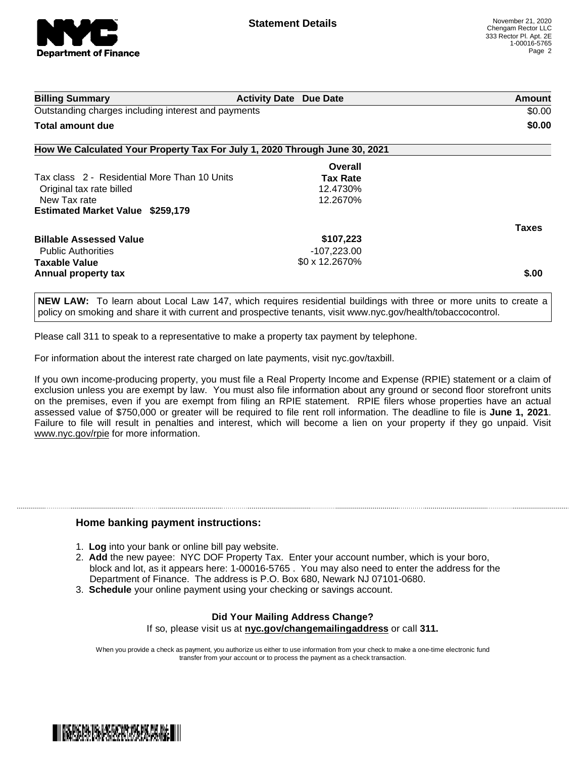## Statement Details

November 21, 2020
Chengam Rector LLC
333 Rector Pl. Apt. 2E
1-00016-5765

| Billing Summary | Activity Date | Due Date | Amount |
|---|---|---|---|
| Outstanding charges including interest and payments | | | $0.00 |
| **Total amount due** | | | **$0.00** |

### How We Calculated Your Property Tax For July 1, 2020 Through June 30, 2021

| | Overall Tax Rate | Taxes |
|---|---|---|
| Tax class 2 - Residential More Than 10 Units | | |
| Original tax rate billed | 12.4730% | |
| New Tax rate | 12.2670% | |
| **Estimated Market Value $259,179** | | |
| **Billable Assessed Value** | **$107,223** | |
| Public Authorities | -107,223.00 | |
| **Taxable Value** | $0 x 12.2670% | |
| **Annual property tax** | | **$.00** |

**NEW LAW:** To learn about Local Law 147, which requires residential buildings with three or more units to create a policy on smoking and share it with current and prospective tenants, visit www.nyc.gov/health/tobaccocontrol.

Please call 311 to speak to a representative to make a property tax payment by telephone.

For information about the interest rate charged on late payments, visit nyc.gov/taxbill.

If you own income-producing property, you must file a Real Property Income and Expense (RPIE) statement or a claim of exclusion unless you are exempt by law. You must also file information about any ground or second floor storefront units on the premises, even if you are exempt from filing an RPIE statement. RPIE filers whose properties have an actual assessed value of $750,000 or greater will be required to file rent roll information. The deadline to file is **June 1, 2021**. Failure to file will result in penalties and interest, which will become a lien on your property if they go unpaid. Visit www.nyc.gov/rpie for more information.

### Home banking payment instructions:

1. **Log** into your bank or online bill pay website.
2. **Add** the new payee: NYC DOF Property Tax. Enter your account number, which is your boro, block and lot, as it appears here: 1-00016-5765 . You may also need to enter the address for the Department of Finance. The address is P.O. Box 680, Newark NJ 07101-0680.
3. **Schedule** your online payment using your checking or savings account.

**Did Your Mailing Address Change?**

If so, please visit us at **nyc.gov/changemailingaddress** or call **311.**

When you provide a check as payment, you authorize us either to use information from your check to make a one-time electronic fund transfer from your account or to process the payment as a check transaction.